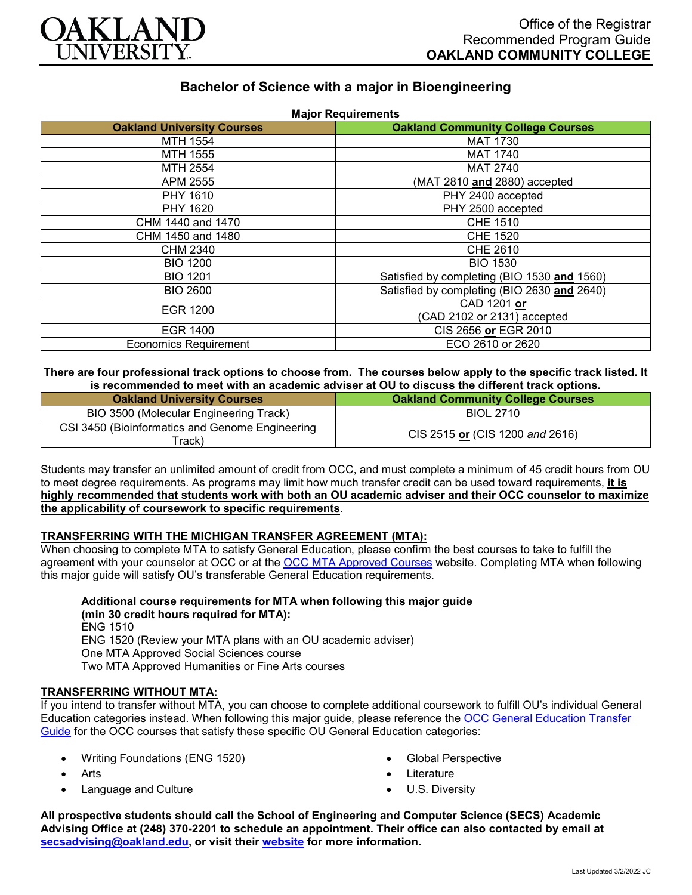Office of the Registrar
Recommended Program Guide
**OAKLAND COMMUNITY COLLEGE**

# Bachelor of Science with a major in Bioengineering

**Major Requirements**

| Oakland University Courses | Oakland Community College Courses |
|---|---|
| MTH 1554 | MAT 1730 |
| MTH 1555 | MAT 1740 |
| MTH 2554 | MAT 2740 |
| APM 2555 | (MAT 2810 **and** 2880) accepted |
| PHY 1610 | PHY 2400 accepted |
| PHY 1620 | PHY 2500 accepted |
| CHM 1440 and 1470 | CHE 1510 |
| CHM 1450 and 1480 | CHE 1520 |
| CHM 2340 | CHE 2610 |
| BIO 1200 | BIO 1530 |
| BIO 1201 | Satisfied by completing (BIO 1530 **and** 1560) |
| BIO 2600 | Satisfied by completing (BIO 2630 **and** 2640) |
| EGR 1200 | CAD 1201 **or** (CAD 2102 or 2131) accepted |
| EGR 1400 | CIS 2656 **or** EGR 2010 |
| Economics Requirement | ECO 2610 or 2620 |

**There are four professional track options to choose from. The courses below apply to the specific track listed. It is recommended to meet with an academic adviser at OU to discuss the different track options.**

| Oakland University Courses | Oakland Community College Courses |
|---|---|
| BIO 3500 (Molecular Engineering Track) | BIOL 2710 |
| CSI 3450 (Bioinformatics and Genome Engineering Track) | CIS 2515 **or** (CIS 1200 *and* 2616) |

Students may transfer an unlimited amount of credit from OCC, and must complete a minimum of 45 credit hours from OU to meet degree requirements. As programs may limit how much transfer credit can be used toward requirements, **it is highly recommended that students work with both an OU academic adviser and their OCC counselor to maximize the applicability of coursework to specific requirements**.

## TRANSFERRING WITH THE MICHIGAN TRANSFER AGREEMENT (MTA):

When choosing to complete MTA to satisfy General Education, please confirm the best courses to take to fulfill the agreement with your counselor at OCC or at the OCC MTA Approved Courses website. Completing MTA when following this major guide will satisfy OU's transferable General Education requirements.

**Additional course requirements for MTA when following this major guide (min 30 credit hours required for MTA):**
ENG 1510
ENG 1520 (Review your MTA plans with an OU academic adviser)
One MTA Approved Social Sciences course
Two MTA Approved Humanities or Fine Arts courses

## TRANSFERRING WITHOUT MTA:

If you intend to transfer without MTA, you can choose to complete additional coursework to fulfill OU's individual General Education categories instead. When following this major guide, please reference the OCC General Education Transfer Guide for the OCC courses that satisfy these specific OU General Education categories:

- Writing Foundations (ENG 1520)
- Arts
- Language and Culture
- Global Perspective
- Literature
- U.S. Diversity

**All prospective students should call the School of Engineering and Computer Science (SECS) Academic Advising Office at (248) 370-2201 to schedule an appointment. Their office can also contacted by email at secsadvising@oakland.edu, or visit their website for more information.**

Last Updated 3/2/2022 JC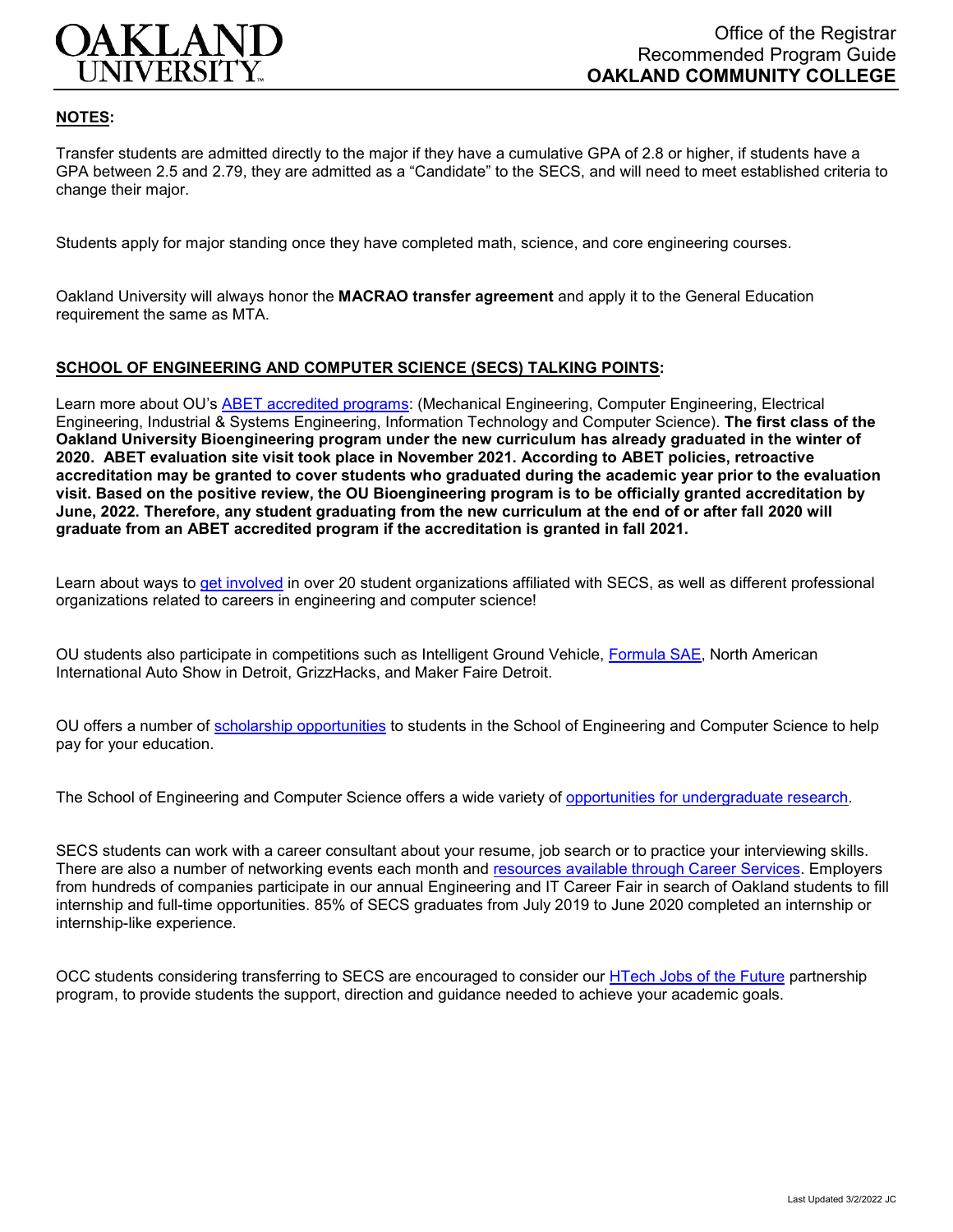**NOTES:**

Transfer students are admitted directly to the major if they have a cumulative GPA of 2.8 or higher, if students have a GPA between 2.5 and 2.79, they are admitted as a "Candidate" to the SECS, and will need to meet established criteria to change their major.

Students apply for major standing once they have completed math, science, and core engineering courses.

Oakland University will always honor the **MACRAO transfer agreement** and apply it to the General Education requirement the same as MTA.

**SCHOOL OF ENGINEERING AND COMPUTER SCIENCE (SECS) TALKING POINTS:**

Learn more about OU's ABET accredited programs: (Mechanical Engineering, Computer Engineering, Electrical Engineering, Industrial & Systems Engineering, Information Technology and Computer Science). **The first class of the Oakland University Bioengineering program under the new curriculum has already graduated in the winter of 2020. ABET evaluation site visit took place in November 2021. According to ABET policies, retroactive accreditation may be granted to cover students who graduated during the academic year prior to the evaluation visit. Based on the positive review, the OU Bioengineering program is to be officially granted accreditation by June, 2022. Therefore, any student graduating from the new curriculum at the end of or after fall 2020 will graduate from an ABET accredited program if the accreditation is granted in fall 2021.**

Learn about ways to get involved in over 20 student organizations affiliated with SECS, as well as different professional organizations related to careers in engineering and computer science!

OU students also participate in competitions such as Intelligent Ground Vehicle, Formula SAE, North American International Auto Show in Detroit, GrizzHacks, and Maker Faire Detroit.

OU offers a number of scholarship opportunities to students in the School of Engineering and Computer Science to help pay for your education.

The School of Engineering and Computer Science offers a wide variety of opportunities for undergraduate research.

SECS students can work with a career consultant about your resume, job search or to practice your interviewing skills. There are also a number of networking events each month and resources available through Career Services. Employers from hundreds of companies participate in our annual Engineering and IT Career Fair in search of Oakland students to fill internship and full-time opportunities. 85% of SECS graduates from July 2019 to June 2020 completed an internship or internship-like experience.

OCC students considering transferring to SECS are encouraged to consider our HTech Jobs of the Future partnership program, to provide students the support, direction and guidance needed to achieve your academic goals.

Last Updated 3/2/2022 JC